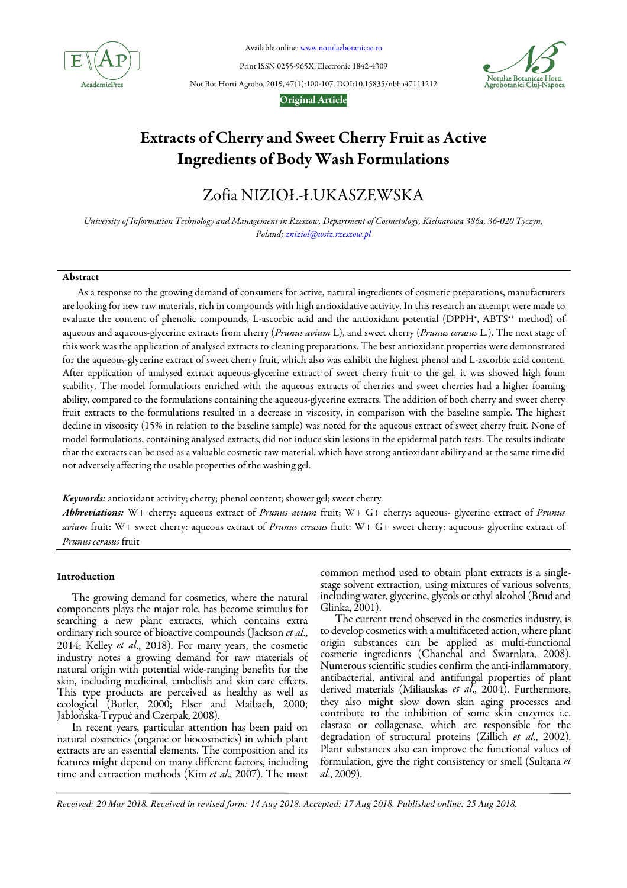Available online: www.notulaebotanicae.ro

Print ISSN 0255-965X; Electronic 1842-4309

Not Bot Horti Agrobo, 2019, 47(1):100-107. DOI:10.15835/nbha47111212

**Original Article**

# Extracts of Cherry and Sweet Cherry Fruit as Active Ingredients of Body Wash Formulations

## Zofia NIZIOŁ-ŁUKASZEWSKA

*University of Information Technology and Management in Rzeszow, Department of Cosmetology, Kielnarowa 386a, 36-020 Tyczyn, Poland; zniziol@wsiz.rzeszow.pl*

### Abstract

As a response to the growing demand of consumers for active, natural ingredients of cosmetic preparations, manufacturers are looking for new raw materials, rich in compounds with high antioxidative activity. In this research an attempt were made to evaluate the content of phenolic compounds, L-ascorbic acid and the antioxidant potential (DPPH$^{\bullet}$, ABTS$^{\bullet+}$ method) of aqueous and aqueous-glycerine extracts from cherry (*Prunus avium* L), and sweet cherry (*Prunus cerasus* L.). The next stage of this work was the application of analysed extracts to cleaning preparations. The best antioxidant properties were demonstrated for the aqueous-glycerine extract of sweet cherry fruit, which also was exhibit the highest phenol and L-ascorbic acid content. After application of analysed extract aqueous-glycerine extract of sweet cherry fruit to the gel, it was showed high foam stability. The model formulations enriched with the aqueous extracts of cherries and sweet cherries had a higher foaming ability, compared to the formulations containing the aqueous-glycerine extracts. The addition of both cherry and sweet cherry fruit extracts to the formulations resulted in a decrease in viscosity, in comparison with the baseline sample. The highest decline in viscosity (15% in relation to the baseline sample) was noted for the aqueous extract of sweet cherry fruit. None of model formulations, containing analysed extracts, did not induce skin lesions in the epidermal patch tests. The results indicate that the extracts can be used as a valuable cosmetic raw material, which have strong antioxidant ability and at the same time did not adversely affecting the usable properties of the washing gel.

***Keywords:*** antioxidant activity; cherry; phenol content; shower gel; sweet cherry

***Abbreviations:*** W+ cherry: aqueous extract of *Prunus avium* fruit; W+ G+ cherry: aqueous- glycerine extract of *Prunus avium* fruit: W+ sweet cherry: aqueous extract of *Prunus cerasus* fruit: W+ G+ sweet cherry: aqueous- glycerine extract of *Prunus cerasus* fruit

### Introduction

The growing demand for cosmetics, where the natural components plays the major role, has become stimulus for searching a new plant extracts, which contains extra ordinary rich source of bioactive compounds (Jackson *et al*., 2014; Kelley *et al*., 2018). For many years, the cosmetic industry notes a growing demand for raw materials of natural origin with potential wide-ranging benefits for the skin, including medicinal, embellish and skin care effects. This type products are perceived as healthy as well as ecological (Butler, 2000; Elser and Maibach, 2000; Jabłońska-Trypuć and Czerpak, 2008).

In recent years, particular attention has been paid on natural cosmetics (organic or biocosmetics) in which plant extracts are an essential elements. The composition and its features might depend on many different factors, including time and extraction methods (Kim *et al*., 2007). The most common method used to obtain plant extracts is a single-stage solvent extraction, using mixtures of various solvents, including water, glycerine, glycols or ethyl alcohol (Brud and Glinka, 2001).

The current trend observed in the cosmetics industry, is to develop cosmetics with a multifaceted action, where plant origin substances can be applied as multi-functional cosmetic ingredients (Chanchal and Swarnlata, 2008). Numerous scientific studies confirm the anti-inflammatory, antibacterial, antiviral and antifungal properties of plant derived materials (Miliauskas *et al*., 2004). Furthermore, they also might slow down skin aging processes and contribute to the inhibition of some skin enzymes i.e. elastase or collagenase, which are responsible for the degradation of structural proteins (Zillich *et al*., 2002). Plant substances also can improve the functional values of formulation, give the right consistency or smell (Sultana *et al*., 2009).

*Received: 20 Mar 2018. Received in revised form: 14 Aug 2018. Accepted: 17 Aug 2018. Published online: 25 Aug 2018.*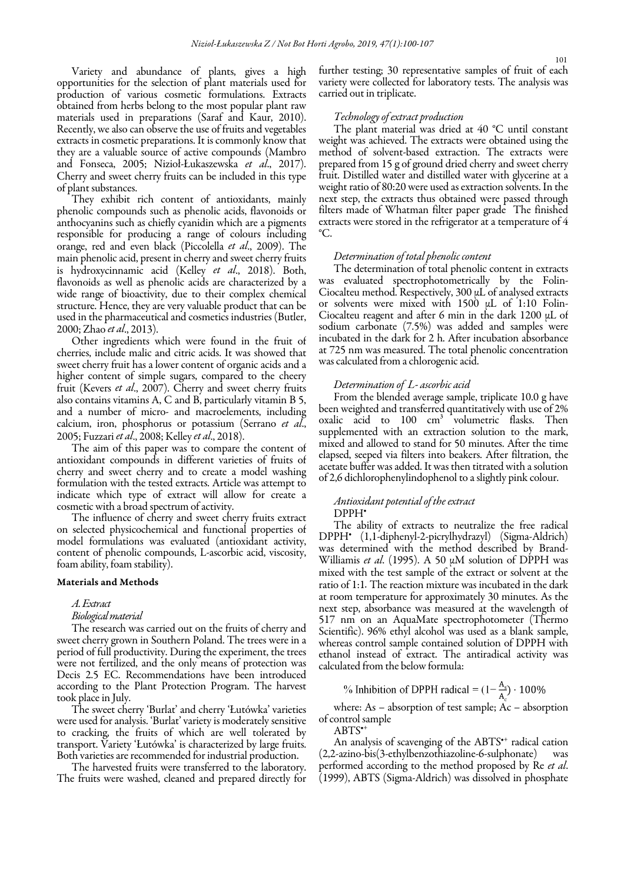Variety and abundance of plants, gives a high opportunities for the selection of plant materials used for production of various cosmetic formulations. Extracts obtained from herbs belong to the most popular plant raw materials used in preparations (Saraf and Kaur, 2010). Recently, we also can observe the use of fruits and vegetables extracts in cosmetic preparations. It is commonly know that they are a valuable source of active compounds (Mambro and Fonseca, 2005; Nizioł-Łukaszewska *et al*., 2017). Cherry and sweet cherry fruits can be included in this type of plant substances.

They exhibit rich content of antioxidants, mainly phenolic compounds such as phenolic acids, flavonoids or anthocyanins such as chiefly cyanidin which are a pigments responsible for producing a range of colours including orange, red and even black (Piccolella *et al*., 2009). The main phenolic acid, present in cherry and sweet cherry fruits is hydroxycinnamic acid (Kelley *et al*., 2018). Both, flavonoids as well as phenolic acids are characterized by a wide range of bioactivity, due to their complex chemical structure. Hence, they are very valuable product that can be used in the pharmaceutical and cosmetics industries (Butler, 2000; Zhao *et al*., 2013).

Other ingredients which were found in the fruit of cherries, include malic and citric acids. It was showed that sweet cherry fruit has a lower content of organic acids and a higher content of simple sugars, compared to the cheery fruit (Kevers *et al*., 2007). Cherry and sweet cherry fruits also contains vitamins A, C and B, particularly vitamin B 5, and a number of micro- and macroelements, including calcium, iron, phosphorus or potassium (Serrano *et al*., 2005; Fuzzari *et al*., 2008; Kelley *et al*., 2018).

The aim of this paper was to compare the content of antioxidant compounds in different varieties of fruits of cherry and sweet cherry and to create a model washing formulation with the tested extracts. Article was attempt to indicate which type of extract will allow for create a cosmetic with a broad spectrum of activity.

The influence of cherry and sweet cherry fruits extract on selected physicochemical and functional properties of model formulations was evaluated (antioxidant activity, content of phenolic compounds, L-ascorbic acid, viscosity, foam ability, foam stability).

## Materials and Methods

### *A. Extract*

#### *Biological material*

The research was carried out on the fruits of cherry and sweet cherry grown in Southern Poland. The trees were in a period of full productivity. During the experiment, the trees were not fertilized, and the only means of protection was Decis 2.5 EC. Recommendations have been introduced according to the Plant Protection Program. The harvest took place in July.

The sweet cherry 'Burlat' and cherry 'Łutówka' varieties were used for analysis. 'Burlat' variety is moderately sensitive to cracking, the fruits of which are well tolerated by transport. Variety 'Łutówka' is characterized by large fruits. Both varieties are recommended for industrial production.

The harvested fruits were transferred to the laboratory. The fruits were washed, cleaned and prepared directly for further testing; 30 representative samples of fruit of each variety were collected for laboratory tests. The analysis was carried out in triplicate.

#### *Technology of extract production*

The plant material was dried at 40 °C until constant weight was achieved. The extracts were obtained using the method of solvent-based extraction. The extracts were prepared from 15 g of ground dried cherry and sweet cherry fruit. Distilled water and distilled water with glycerine at a weight ratio of 80:20 were used as extraction solvents. In the next step, the extracts thus obtained were passed through filters made of Whatman filter paper grade The finished extracts were stored in the refrigerator at a temperature of 4 °C.

#### *Determination of total phenolic content*

The determination of total phenolic content in extracts was evaluated spectrophotometrically by the Folin-Ciocalteu method. Respectively, 300 μL of analysed extracts or solvents were mixed with 1500 μL of 1:10 Folin-Ciocalteu reagent and after 6 min in the dark 1200 μL of sodium carbonate (7.5%) was added and samples were incubated in the dark for 2 h. After incubation absorbance at 725 nm was measured. The total phenolic concentration was calculated from a chlorogenic acid.

#### *Determination of L- ascorbic acid*

From the blended average sample, triplicate 10.0 g have been weighted and transferred quantitatively with use of 2% oxalic acid to 100 $cm^3$ volumetric flasks. Then supplemented with an extraction solution to the mark, mixed and allowed to stand for 50 minutes. After the time elapsed, seeped via filters into beakers. After filtration, the acetate buffer was added. It was then titrated with a solution of 2,6 dichlorophenylindophenol to a slightly pink colour.

#### *Antioxidant potential of the extract*

$DPPH^{\bullet}$

The ability of extracts to neutralize the free radical $DPPH^{\bullet}$ (1,1-diphenyl-2-picrylhydrazyl) (Sigma-Aldrich) was determined with the method described by Brand-Williamis *et al*. (1995). A 50 μM solution of DPPH was mixed with the test sample of the extract or solvent at the ratio of 1:1. The reaction mixture was incubated in the dark at room temperature for approximately 30 minutes. As the next step, absorbance was measured at the wavelength of 517 nm on an AquaMate spectrophotometer (Thermo Scientific). 96% ethyl alcohol was used as a blank sample, whereas control sample contained solution of DPPH with ethanol instead of extract. The antiradical activity was calculated from the below formula:

$$\% \text{ Inhibition of DPPH radical} = \left(1 - \frac{A_s}{A_c}\right) \cdot 100\%$$

where: As – absorption of test sample; Ac – absorption of control sample

$ABTS^{\bullet +}$

An analysis of scavenging of the $ABTS^{\bullet +}$ radical cation (2,2-azino-bis(3-ethylbenzothiazoline-6-sulphonate) was performed according to the method proposed by Re *et al*. (1999), ABTS (Sigma-Aldrich) was dissolved in phosphate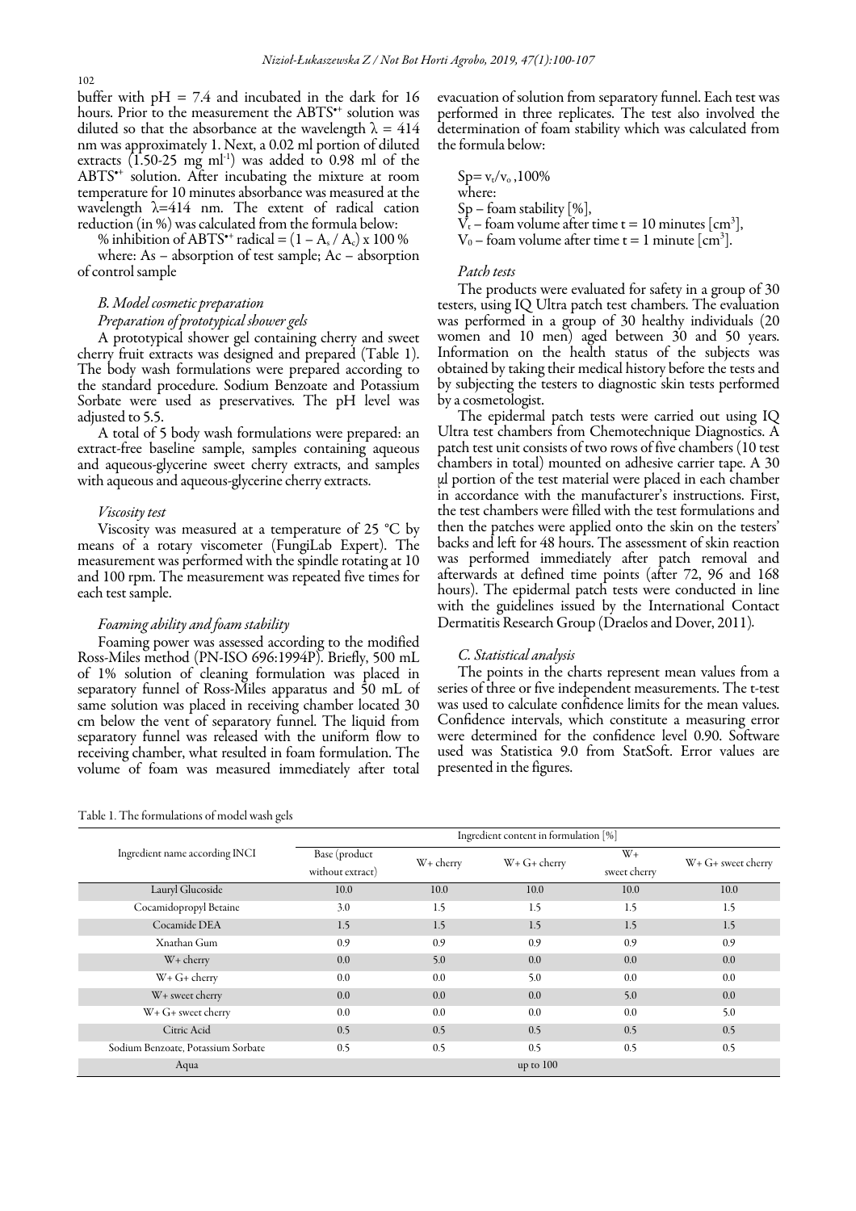buffer with pH = 7.4 and incubated in the dark for 16 hours. Prior to the measurement the $ABTS^{\bullet+}$ solution was diluted so that the absorbance at the wavelength λ = 414 nm was approximately 1. Next, a 0.02 ml portion of diluted extracts (1.50-25 mg $ml^{-1}$) was added to 0.98 ml of the $ABTS^{\bullet+}$ solution. After incubating the mixture at room temperature for 10 minutes absorbance was measured at the wavelength λ=414 nm. The extent of radical cation reduction (in %) was calculated from the formula below:

% inhibition of $ABTS^{\bullet+}$ radical = $(1 - A_s / A_c) \times 100$ %

where: As – absorption of test sample; Ac – absorption of control sample

### *B. Model cosmetic preparation*

#### *Preparation of prototypical shower gels*

A prototypical shower gel containing cherry and sweet cherry fruit extracts was designed and prepared (Table 1). The body wash formulations were prepared according to the standard procedure. Sodium Benzoate and Potassium Sorbate were used as preservatives. The pH level was adjusted to 5.5.

A total of 5 body wash formulations were prepared: an extract-free baseline sample, samples containing aqueous and aqueous-glycerine sweet cherry extracts, and samples with aqueous and aqueous-glycerine cherry extracts.

#### *Viscosity test*

Viscosity was measured at a temperature of 25 °C by means of a rotary viscometer (FungiLab Expert). The measurement was performed with the spindle rotating at 10 and 100 rpm. The measurement was repeated five times for each test sample.

#### *Foaming ability and foam stability*

Foaming power was assessed according to the modified Ross-Miles method (PN-ISO 696:1994P). Briefly, 500 mL of 1% solution of cleaning formulation was placed in separatory funnel of Ross-Miles apparatus and 50 mL of same solution was placed in receiving chamber located 30 cm below the vent of separatory funnel. The liquid from separatory funnel was released with the uniform flow to receiving chamber, what resulted in foam formulation. The volume of foam was measured immediately after total evacuation of solution from separatory funnel. Each test was performed in three replicates. The test also involved the determination of foam stability which was calculated from the formula below:

$Sp = v_t/v_o \cdot 100\%$

where:

Sp – foam stability [%],

$V_t$ – foam volume after time t = 10 minutes [$cm^3$],

$V_0$ – foam volume after time t = 1 minute [$cm^3$].

#### *Patch tests*

The products were evaluated for safety in a group of 30 testers, using IQ Ultra patch test chambers. The evaluation was performed in a group of 30 healthy individuals (20 women and 10 men) aged between 30 and 50 years. Information on the health status of the subjects was obtained by taking their medical history before the tests and by subjecting the testers to diagnostic skin tests performed by a cosmetologist.

The epidermal patch tests were carried out using IQ Ultra test chambers from Chemotechnique Diagnostics. A patch test unit consists of two rows of five chambers (10 test chambers in total) mounted on adhesive carrier tape. A 30 μl portion of the test material were placed in each chamber in accordance with the manufacturer's instructions. First, the test chambers were filled with the test formulations and then the patches were applied onto the skin on the testers' backs and left for 48 hours. The assessment of skin reaction was performed immediately after patch removal and afterwards at defined time points (after 72, 96 and 168 hours). The epidermal patch tests were conducted in line with the guidelines issued by the International Contact Dermatitis Research Group (Draelos and Dover, 2011).

### *C. Statistical analysis*

The points in the charts represent mean values from a series of three or five independent measurements. The t-test was used to calculate confidence limits for the mean values. Confidence intervals, which constitute a measuring error were determined for the confidence level 0.90. Software used was Statistica 9.0 from StatSoft. Error values are presented in the figures.

Table 1. The formulations of model wash gels

| Ingredient name according INCI | Ingredient content in formulation [%] | | | | |
|---|---|---|---|---|---|
| | Base (product without extract) | W+ cherry | W+ G+ cherry | W+ sweet cherry | W+ G+ sweet cherry |
| Lauryl Glucoside | 10.0 | 10.0 | 10.0 | 10.0 | 10.0 |
| Cocamidopropyl Betaine | 3.0 | 1.5 | 1.5 | 1.5 | 1.5 |
| Cocamide DEA | 1.5 | 1.5 | 1.5 | 1.5 | 1.5 |
| Xnathan Gum | 0.9 | 0.9 | 0.9 | 0.9 | 0.9 |
| W+ cherry | 0.0 | 5.0 | 0.0 | 0.0 | 0.0 |
| W+ G+ cherry | 0.0 | 0.0 | 5.0 | 0.0 | 0.0 |
| W+ sweet cherry | 0.0 | 0.0 | 0.0 | 5.0 | 0.0 |
| W+ G+ sweet cherry | 0.0 | 0.0 | 0.0 | 0.0 | 5.0 |
| Citric Acid | 0.5 | 0.5 | 0.5 | 0.5 | 0.5 |
| Sodium Benzoate, Potassium Sorbate | 0.5 | 0.5 | 0.5 | 0.5 | 0.5 |
| Aqua | up to 100 | | | | |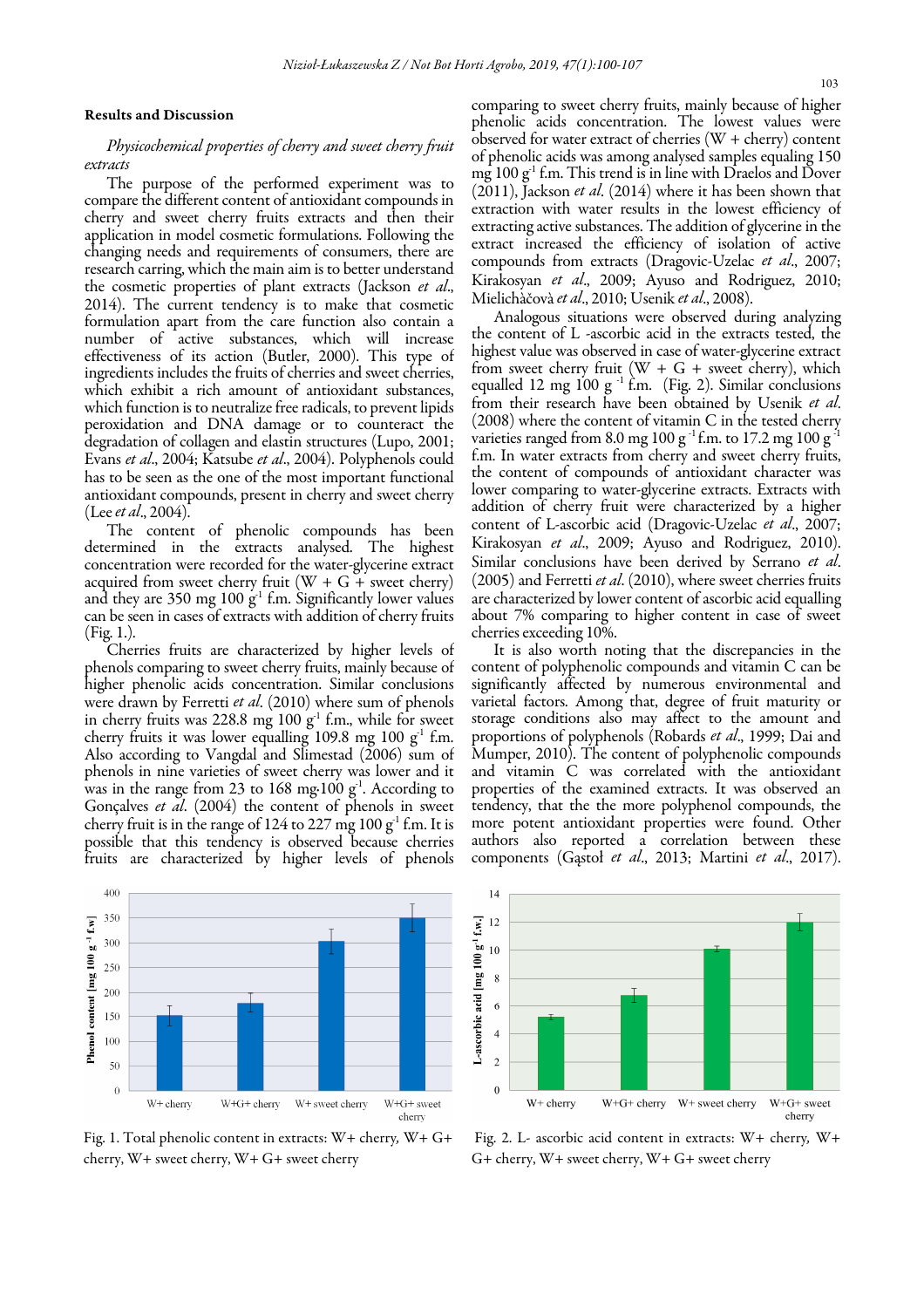## Results and Discussion

### *Physicochemical properties of cherry and sweet cherry fruit extracts*

The purpose of the performed experiment was to compare the different content of antioxidant compounds in cherry and sweet cherry fruits extracts and then their application in model cosmetic formulations. Following the changing needs and requirements of consumers, there are research carring, which the main aim is to better understand the cosmetic properties of plant extracts (Jackson *et al.*, 2014). The current tendency is to make that cosmetic formulation apart from the care function also contain a number of active substances, which will increase effectiveness of its action (Butler, 2000). This type of ingredients includes the fruits of cherries and sweet cherries, which exhibit a rich amount of antioxidant substances, which function is to neutralize free radicals, to prevent lipids peroxidation and DNA damage or to counteract the degradation of collagen and elastin structures (Lupo, 2001; Evans *et al.*, 2004; Katsube *et al.*, 2004). Polyphenols could has to be seen as the one of the most important functional antioxidant compounds, present in cherry and sweet cherry (Lee *et al.*, 2004).

The content of phenolic compounds has been determined in the extracts analysed. The highest concentration were recorded for the water-glycerine extract acquired from sweet cherry fruit (W + G + sweet cherry) and they are 350 mg 100 $g^{-1}$ f.m. Significantly lower values can be seen in cases of extracts with addition of cherry fruits (Fig. 1.).

Cherries fruits are characterized by higher levels of phenols comparing to sweet cherry fruits, mainly because of higher phenolic acids concentration. Similar conclusions were drawn by Ferretti *et al.* (2010) where sum of phenols in cherry fruits was 228.8 mg 100 $g^{-1}$ f.m., while for sweet cherry fruits it was lower equalling 109.8 mg 100 $g^{-1}$ f.m. Also according to Vangdal and Slimestad (2006) sum of phenols in nine varieties of sweet cherry was lower and it was in the range from 23 to 168 mg·100 $g^{-1}$. According to Gonçalves *et al*. (2004) the content of phenols in sweet cherry fruit is in the range of 124 to 227 mg 100 $g^{-1}$ f.m. It is possible that this tendency is observed because cherries fruits are characterized by higher levels of phenols comparing to sweet cherry fruits, mainly because of higher phenolic acids concentration. The lowest values were observed for water extract of cherries (W + cherry) content of phenolic acids was among analysed samples equaling 150 mg 100 $g^{-1}$ f.m. This trend is in line with Draelos and Dover (2011), Jackson *et al.* (2014) where it has been shown that extraction with water results in the lowest efficiency of extracting active substances. The addition of glycerine in the extract increased the efficiency of isolation of active compounds from extracts (Dragovic-Uzelac *et al.*, 2007; Kirakosyan *et al.*, 2009; Ayuso and Rodriguez, 2010; Mielichàčovà *et al.*, 2010; Usenik *et al.*, 2008).

Analogous situations were observed during analyzing the content of L -ascorbic acid in the extracts tested, the highest value was observed in case of water-glycerine extract from sweet cherry fruit (W + G + sweet cherry), which equalled 12 mg 100 $g^{-1}$ f.m. (Fig. 2). Similar conclusions from their research have been obtained by Usenik *et al.* (2008) where the content of vitamin C in the tested cherry varieties ranged from 8.0 mg 100 $g^{-1}$ f.m. to 17.2 mg 100 $g^{-1}$ f.m. In water extracts from cherry and sweet cherry fruits, the content of compounds of antioxidant character was lower comparing to water-glycerine extracts. Extracts with addition of cherry fruit were characterized by a higher content of L-ascorbic acid (Dragovic-Uzelac *et al.*, 2007; Kirakosyan *et al.*, 2009; Ayuso and Rodriguez, 2010). Similar conclusions have been derived by Serrano *et al.* (2005) and Ferretti *et al.* (2010), where sweet cherries fruits are characterized by lower content of ascorbic acid equalling about 7% comparing to higher content in case of sweet cherries exceeding 10%.

It is also worth noting that the discrepancies in the content of polyphenolic compounds and vitamin C can be significantly affected by numerous environmental and varietal factors. Among that, degree of fruit maturity or storage conditions also may affect to the amount and proportions of polyphenols (Robards *et al.*, 1999; Dai and Mumper, 2010). The content of polyphenolic compounds and vitamin C was correlated with the antioxidant properties of the examined extracts. It was observed an tendency, that the the more polyphenol compounds, the more potent antioxidant properties were found. Other authors also reported a correlation between these components (Gąstoł *et al.*, 2013; Martini *et al.*, 2017).

Fig. 1. Total phenolic content in extracts: W+ cherry, W+ G+ cherry, W+ sweet cherry, W+ G+ sweet cherry

Fig. 2. L- ascorbic acid content in extracts: W+ cherry, W+ G+ cherry, W+ sweet cherry, W+ G+ sweet cherry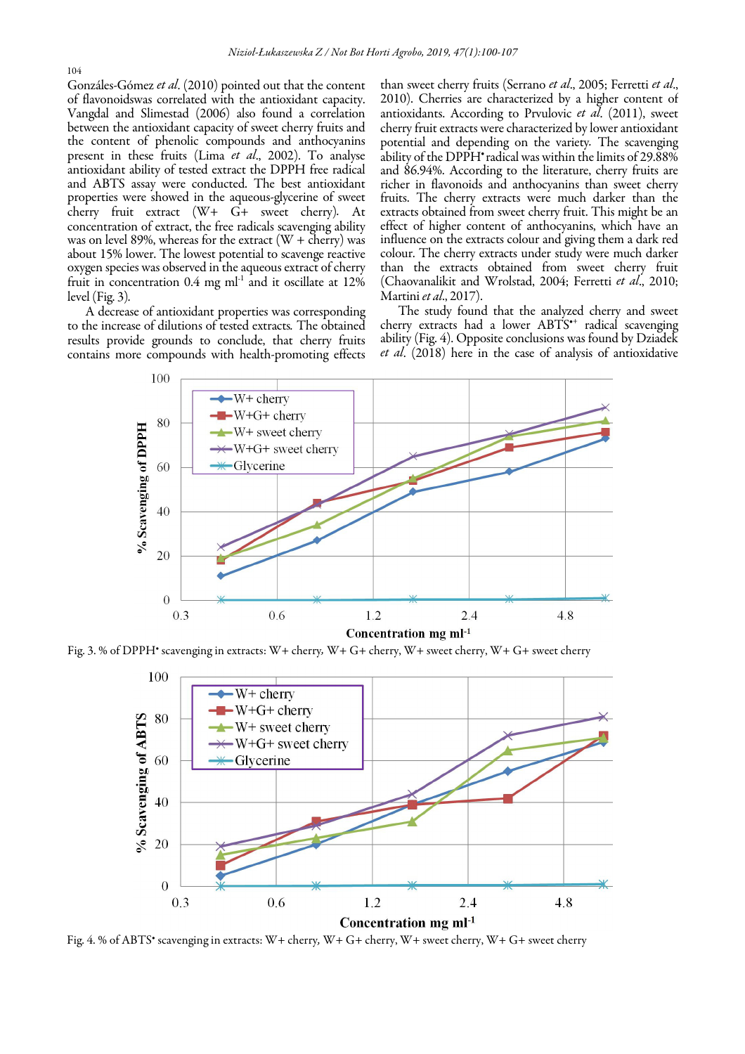Gonzáles-Gómez *et al*. (2010) pointed out that the content of flavonoidswas correlated with the antioxidant capacity. Vangdal and Slimestad (2006) also found a correlation between the antioxidant capacity of sweet cherry fruits and the content of phenolic compounds and anthocyanins present in these fruits (Lima *et al*., 2002). To analyse antioxidant ability of tested extract the DPPH free radical and ABTS assay were conducted. The best antioxidant properties were showed in the aqueous-glycerine of sweet cherry fruit extract (W+ G+ sweet cherry). At concentration of extract, the free radicals scavenging ability was on level 89%, whereas for the extract (W + cherry) was about 15% lower. The lowest potential to scavenge reactive oxygen species was observed in the aqueous extract of cherry fruit in concentration 0.4 mg ml$^{-1}$ and it oscillate at 12% level (Fig. 3).

A decrease of antioxidant properties was corresponding to the increase of dilutions of tested extracts. The obtained results provide grounds to conclude, that cherry fruits contains more compounds with health-promoting effects than sweet cherry fruits (Serrano *et al*., 2005; Ferretti *et al*., 2010). Cherries are characterized by a higher content of antioxidants. According to Prvulovic *et al*. (2011), sweet cherry fruit extracts were characterized by lower antioxidant potential and depending on the variety. The scavenging ability of the DPPH$^{\bullet}$ radical was within the limits of 29.88% and 86.94%. According to the literature, cherry fruits are richer in flavonoids and anthocyanins than sweet cherry fruits. The cherry extracts were much darker than the extracts obtained from sweet cherry fruit. This might be an effect of higher content of anthocyanins, which have an influence on the extracts colour and giving them a dark red colour. The cherry extracts under study were much darker than the extracts obtained from sweet cherry fruit (Chaovanalikit and Wrolstad, 2004; Ferretti *et al*., 2010; Martini *et al*., 2017).

The study found that the analyzed cherry and sweet cherry extracts had a lower ABTS$^{\bullet+}$ radical scavenging ability (Fig. 4). Opposite conclusions was found by Dziadek *et al*. (2018) here in the case of analysis of antioxidative

Fig. 3. % of DPPH$^{\bullet}$ scavenging in extracts: W+ cherry, W+ G+ cherry, W+ sweet cherry, W+ G+ sweet cherry

Fig. 4. % of ABTS$^{\bullet}$ scavenging in extracts: W+ cherry, W+ G+ cherry, W+ sweet cherry, W+ G+ sweet cherry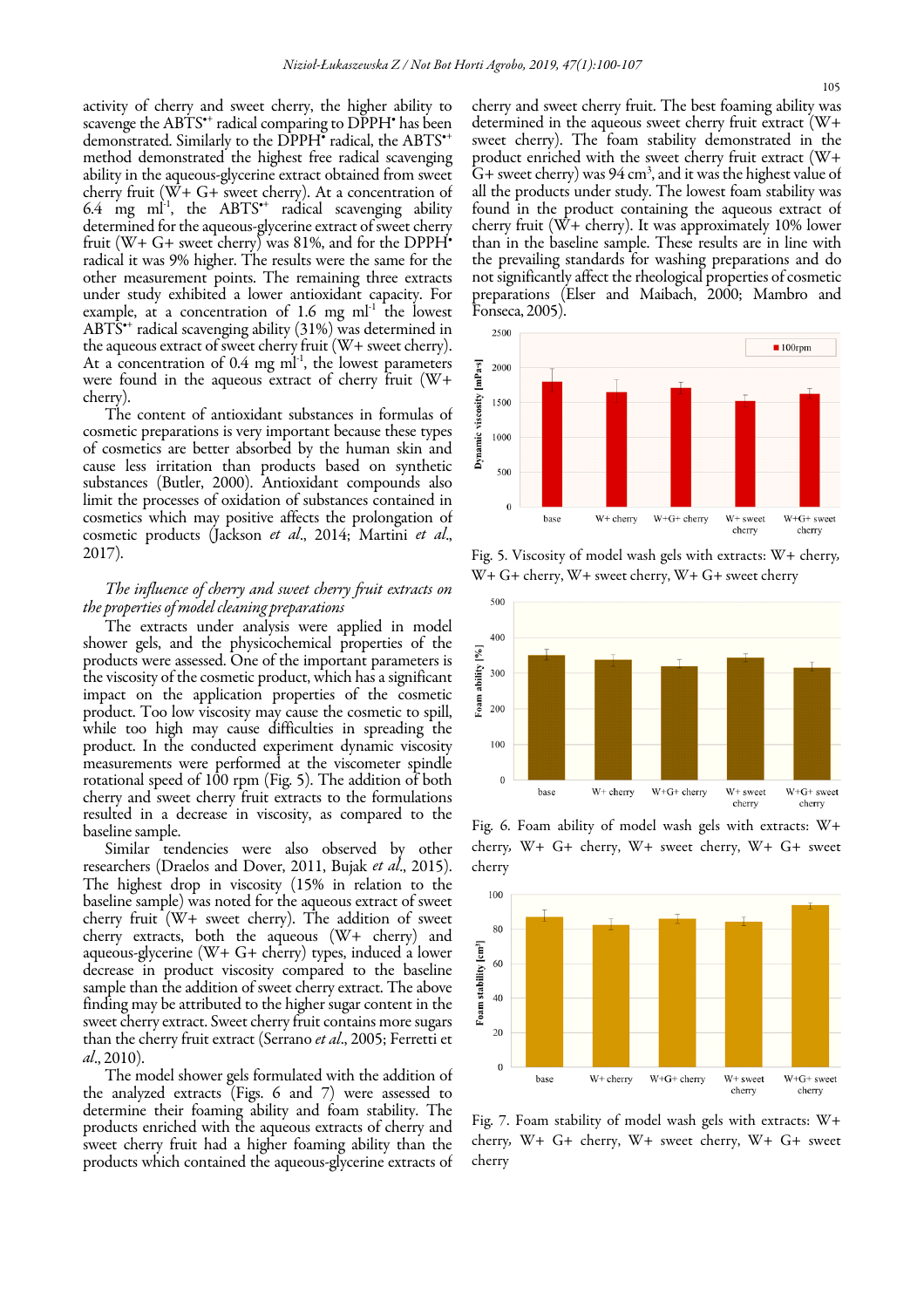activity of cherry and sweet cherry, the higher ability to scavenge the $ABTS^{•+}$ radical comparing to $DPPH^{•}$ has been demonstrated. Similarly to the $DPPH^{•}$ radical, the $ABTS^{•+}$ method demonstrated the highest free radical scavenging ability in the aqueous-glycerine extract obtained from sweet cherry fruit (W+ G+ sweet cherry). At a concentration of 6.4 mg ml$^{-1}$, the $ABTS^{•+}$ radical scavenging ability determined for the aqueous-glycerine extract of sweet cherry fruit (W+ G+ sweet cherry) was 81%, and for the $DPPH^{•}$ radical it was 9% higher. The results were the same for the other measurement points. The remaining three extracts under study exhibited a lower antioxidant capacity. For example, at a concentration of 1.6 mg ml$^{-1}$ the lowest $ABTS^{•+}$ radical scavenging ability (31%) was determined in the aqueous extract of sweet cherry fruit (W+ sweet cherry). At a concentration of 0.4 mg ml$^{-1}$, the lowest parameters were found in the aqueous extract of cherry fruit (W+ cherry).

The content of antioxidant substances in formulas of cosmetic preparations is very important because these types of cosmetics are better absorbed by the human skin and cause less irritation than products based on synthetic substances (Butler, 2000). Antioxidant compounds also limit the processes of oxidation of substances contained in cosmetics which may positive affects the prolongation of cosmetic products (Jackson *et al.*, 2014; Martini *et al.*, 2017).

*The influence of cherry and sweet cherry fruit extracts on the properties of model cleaning preparations*

The extracts under analysis were applied in model shower gels, and the physicochemical properties of the products were assessed. One of the important parameters is the viscosity of the cosmetic product, which has a significant impact on the application properties of the cosmetic product. Too low viscosity may cause the cosmetic to spill, while too high may cause difficulties in spreading the product. In the conducted experiment dynamic viscosity measurements were performed at the viscometer spindle rotational speed of 100 rpm (Fig. 5). The addition of both cherry and sweet cherry fruit extracts to the formulations resulted in a decrease in viscosity, as compared to the baseline sample.

Similar tendencies were also observed by other researchers (Draelos and Dover, 2011, Bujak *et al.*, 2015). The highest drop in viscosity (15% in relation to the baseline sample) was noted for the aqueous extract of sweet cherry fruit (W+ sweet cherry). The addition of sweet cherry extracts, both the aqueous (W+ cherry) and aqueous-glycerine (W+ G+ cherry) types, induced a lower decrease in product viscosity compared to the baseline sample than the addition of sweet cherry extract. The above finding may be attributed to the higher sugar content in the sweet cherry extract. Sweet cherry fruit contains more sugars than the cherry fruit extract (Serrano *et al.*, 2005; Ferretti et *al.*, 2010).

The model shower gels formulated with the addition of the analyzed extracts (Figs. 6 and 7) were assessed to determine their foaming ability and foam stability. The products enriched with the aqueous extracts of cherry and sweet cherry fruit had a higher foaming ability than the products which contained the aqueous-glycerine extracts of cherry and sweet cherry fruit. The best foaming ability was determined in the aqueous sweet cherry fruit extract (W+ sweet cherry). The foam stability demonstrated in the product enriched with the sweet cherry fruit extract (W+ G+ sweet cherry) was 94 cm$^3$, and it was the highest value of all the products under study. The lowest foam stability was found in the product containing the aqueous extract of cherry fruit (W+ cherry). It was approximately 10% lower than in the baseline sample. These results are in line with the prevailing standards for washing preparations and do not significantly affect the rheological properties of cosmetic preparations (Elser and Maibach, 2000; Mambro and Fonseca, 2005).

Fig. 5. Viscosity of model wash gels with extracts: W+ cherry, W+ G+ cherry, W+ sweet cherry, W+ G+ sweet cherry

Fig. 6. Foam ability of model wash gels with extracts: W+ cherry, W+ G+ cherry, W+ sweet cherry, W+ G+ sweet cherry

Fig. 7. Foam stability of model wash gels with extracts: W+ cherry, W+ G+ cherry, W+ sweet cherry, W+ G+ sweet cherry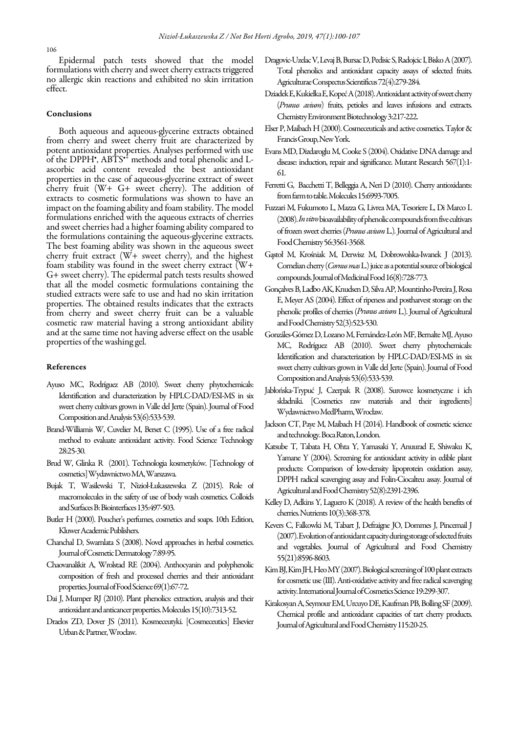Epidermal patch tests showed that the model formulations with cherry and sweet cherry extracts triggered no allergic skin reactions and exhibited no skin irritation effect.

## Conclusions

Both aqueous and aqueous-glycerine extracts obtained from cherry and sweet cherry fruit are characterized by potent antioxidant properties. Analyses performed with use of the DPPH•, ABTS•+ methods and total phenolic and L-ascorbic acid content revealed the best antioxidant properties in the case of aqueous-glycerine extract of sweet cherry fruit (W+ G+ sweet cherry). The addition of extracts to cosmetic formulations was shown to have an impact on the foaming ability and foam stability. The model formulations enriched with the aqueous extracts of cherries and sweet cherries had a higher foaming ability compared to the formulations containing the aqueous-glycerine extracts. The best foaming ability was shown in the aqueous sweet cherry fruit extract (W+ sweet cherry), and the highest foam stability was found in the sweet cherry extract (W+ G+ sweet cherry). The epidermal patch tests results showed that all the model cosmetic formulations containing the studied extracts were safe to use and had no skin irritation properties. The obtained results indicates that the extracts from cherry and sweet cherry fruit can be a valuable cosmetic raw material having a strong antioxidant ability and at the same time not having adverse effect on the usable properties of the washing gel.

## References

Ayuso MC, Rodríguez AB (2010). Sweet cherry phytochemicals: Identification and characterization by HPLC-DAD/ESI-MS in six sweet cherry cultivars grown in Valle del Jerte (Spain). Journal of Food Composition and Analysis 53(6):533-539.

Brand-Williamis W, Cuvelier M, Berset C (1995). Use of a free radical method to evaluate antioxidant activity. Food Science Technology 28:25-30.

Brud W, Glinka R (2001). Technologia kosmetyków. [Technology of cosmetics] Wydawnictwo MA, Warszawa.

Bujak T, Wasilewski T, Nizioł-Łukaszewska Z (2015). Role of macromolecules in the safety of use of body wash cosmetics. Colloids and Surfaces B: Biointerfaces 135:497-503.

Butler H (2000). Poucher's perfumes, cosmetics and soaps. 10th Edition, Kluwer Academic Publishers.

Chanchal D, Swarnlata S (2008). Novel approaches in herbal cosmetics. Journal of Cosmetic Dermatology 7:89-95.

Chaovanalikit A, Wrolstad RE (2004). Anthocyanin and polyphenolic composition of fresh and processed cherries and their antioxidant properties. Journal of Food Science 69(1):67-72.

Dai J, Mumper RJ (2010). Plant phenolics: extraction, analysis and their antioxidant and anticancer properties. Molecules 15(10):7313-52.

Draelos ZD, Dover JS (2011). Kosmeceutyki. [Cosmeceutics] Elsevier Urban & Partner, Wrocław.

Dragovic-Uzelac V, Levaj B, Bursac D, Pedisic S, Radojcic I, Bisko A (2007). Total phenolics and antioxidant capacity assays of selected fruits. Agriculturae Conspectus Scientificus 72(4):279-284.

Dziadek E, Kukielka E, Kopeć A (2018). Antioxidant activity of sweet cherry (*Prunus avium*) fruits, petioles and leaves infusions and extracts. Chemistry Environment Biotechnology 3:217-222.

Elser P, Maibach H (2000). Cosmeceuticals and active cosmetics. Taylor & Francis Group, New York.

Evans MD, Dizdaroglu M, Cooke S (2004). Oxidative DNA damage and disease: induction, repair and significance. Mutant Research 567(1):1-61.

Ferretti G, Bacchetti T, Belleggia A, Neri D (2010). Cherry antioxidants: from farm to table. Molecules 15:6993-7005.

Fuzzari M, Fukumoto L, Mazza G, Livrea MA, Tesoriere L, Di Marco L (2008). *In vitro* bioavailability of phenolic compounds from five cultivars of frozen sweet cherries (*Prunus avium* L.). Journal of Agricultural and Food Chemistry 56:3561-3568.

Gąstoł M, Krośniak M, Derwisz M, Dobrowolska-Iwanek J (2013). Cornelian cherry (*Cornus mas* L.) juice as a potential source of biological compounds. Journal of Medicinal Food 16(8):728-773.

Gonçalves B, Ladbo AK, Knudsen D, Silva AP, Mountinho-Pereira J, Rosa E, Meyer AS (2004). Effect of ripeness and postharvest storage on the phenolic profiles of cherries (*Prunus avium* L.). Journal of Agricultural and Food Chemistry 52(3):523-530.

Gonzáles-Gómez D, Lozano M, Fernández-León MF, Bernalte MJ, Ayuso MC, Rodríguez AB (2010). Sweet cherry phytochemicals: Identification and characterization by HPLC-DAD/ESI-MS in six sweet cherry cultivars grown in Valle del Jerte (Spain). Journal of Food Composition and Analysis 53(6):533-539.

Jabłońska-Trypuć J, Czerpak R (2008). Surowce kosmetyczne i ich składniki. [Cosmetics raw materials and their ingredients] Wydawnictwo MedPharm, Wrocław.

Jackson CT, Paye M, Maibach H (2014). Handbook of cosmetic science and technology. Boca Raton, London.

Katsube T, Tabata H, Ohta Y, Yamasaki Y, Anuurad E, Shiwaku K, Yamane Y (2004). Screening for antioxidant activity in edible plant products: Comparison of low-density lipoprotein oxidation assay, DPPH radical scavenging assay and Folin-Ciocalteu assay. Journal of Agricultural and Food Chemistry 52(8):2391-2396.

Kelley D, Adkins Y, Laguero K (2018). A review of the health benefits of cherries. Nutrients 10(3):368-378.

Kevers C, Falkowki M, Tabart J, Defraigne JO, Dommes J, Pincemail J (2007). Evolution of antioxidant capacity during storage of selected fruits and vegetables. Journal of Agricultural and Food Chemistry 55(21):8596-8603.

Kim BJ, Kim JH, Heo MY (2007). Biological screening of 100 plant extracts for cosmetic use (III). Anti-oxidative activity and free radical scavenging activity. International Journal of Cosmetics Science 19:299-307.

Kirakosyan A, Seymour EM, Urcuyo DE, Kaufman PB, Bolling SF (2009). Chemical profile and antioxidant capacities of tart cherry products. Journal of Agricultural and Food Chemistry 115:20-25.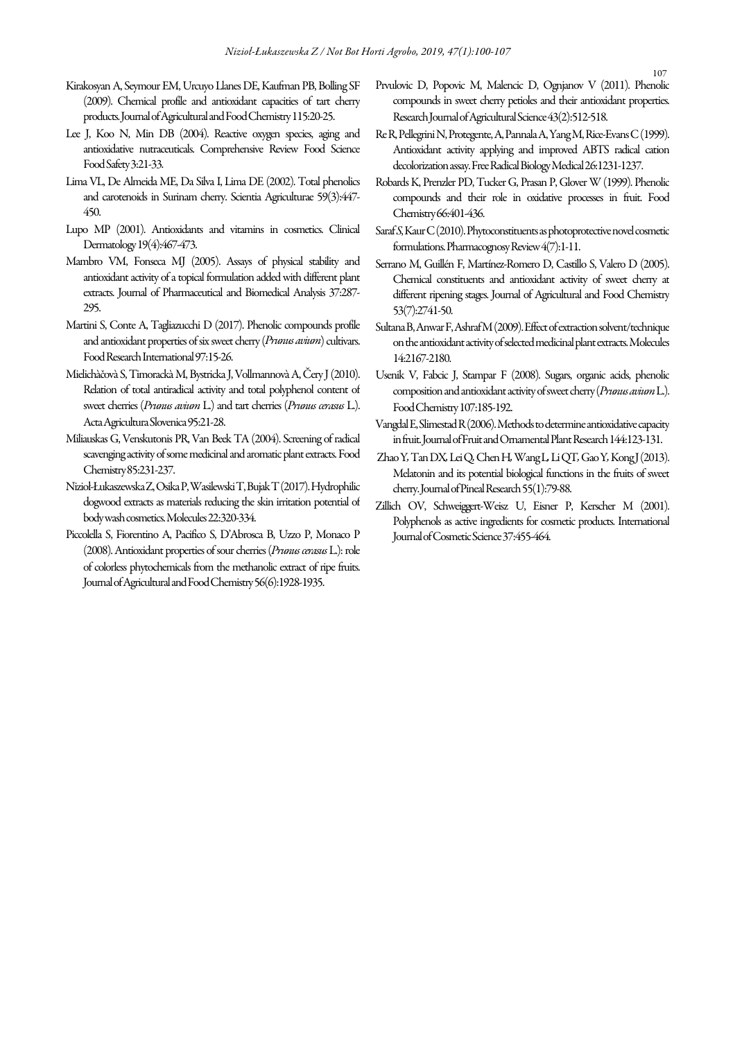Kirakosyan A, Seymour EM, Urcuyo Llanes DE, Kaufman PB, Bolling SF (2009). Chemical profile and antioxidant capacities of tart cherry products. Journal of Agricultural and Food Chemistry 115:20-25.

Lee J, Koo N, Min DB (2004). Reactive oxygen species, aging and antioxidative nutraceuticals. Comprehensive Review Food Science Food Safety 3:21-33.

Lima VL, De Almeida ME, Da Silva I, Lima DE (2002). Total phenolics and carotenoids in Surinam cherry. Scientia Agriculturae 59(3):447-450.

Lupo MP (2001). Antioxidants and vitamins in cosmetics. Clinical Dermatology 19(4):467-473.

Mambro VM, Fonseca MJ (2005). Assays of physical stability and antioxidant activity of a topical formulation added with different plant extracts. Journal of Pharmaceutical and Biomedical Analysis 37:287-295.

Martini S, Conte A, Tagliazucchi D (2017). Phenolic compounds profile and antioxidant properties of six sweet cherry (*Prunus avium*) cultivars. Food Research International 97:15-26.

Mielichàčovà S, Timorackà M, Bystricka J, Vollmannovà A, Čery J (2010). Relation of total antiradical activity and total polyphenol content of sweet cherries (*Prunus avium* L.) and tart cherries (*Prunus cerasus* L.). Acta Agricultura Slovenica 95:21-28.

Miliauskas G, Venskutonis PR, Van Beek TA (2004). Screening of radical scavenging activity of some medicinal and aromatic plant extracts. Food Chemistry 85:231-237.

Nizioł-Łukaszewska Z, Osika P, Wasilewski T, Bujak T (2017). Hydrophilic dogwood extracts as materials reducing the skin irritation potential of body wash cosmetics. Molecules 22:320-334.

Piccolella S, Fiorentino A, Pacifico S, D'Abrosca B, Uzzo P, Monaco P (2008). Antioxidant properties of sour cherries (*Prunus cerasus* L.): role of colorless phytochemicals from the methanolic extract of ripe fruits. Journal of Agricultural and Food Chemistry 56(6):1928-1935.

Prvulovic D, Popovic M, Malencic D, Ognjanov V (2011). Phenolic compounds in sweet cherry petioles and their antioxidant properties. Research Journal of Agricultural Science 43(2):512-518.

Re R, Pellegrini N, Protegente, A, Pannala A, Yang M, Rice-Evans C (1999). Antioxidant activity applying and improved ABTS radical cation decolorization assay. Free Radical Biology Medical 26:1231-1237.

Robards K, Prenzler PD, Tucker G, Prasan P, Glover W (1999). Phenolic compounds and their role in oxidative processes in fruit. Food Chemistry 66:401-436.

Saraf S, Kaur C (2010). Phytoconstituents as photoprotective novel cosmetic formulations. Pharmacognosy Review 4(7):1-11.

Serrano M, Guillén F, Martínez-Romero D, Castillo S, Valero D (2005). Chemical constituents and antioxidant activity of sweet cherry at different ripening stages. Journal of Agricultural and Food Chemistry 53(7):2741-50.

Sultana B, Anwar F, Ashraf M (2009). Effect of extraction solvent/technique on the antioxidant activity of selected medicinal plant extracts. Molecules 14:2167-2180.

Usenik V, Fabcic J, Stampar F (2008). Sugars, organic acids, phenolic composition and antioxidant activity of sweet cherry (*Prunus avium* L.). Food Chemistry 107:185-192.

Vangdal E, Slimestad R (2006). Methods to determine antioxidative capacity in fruit. Journal of Fruit and Ornamental Plant Research 144:123-131.

Zhao Y, Tan DX, Lei Q, Chen H, Wang L, Li QT, Gao Y, Kong J (2013). Melatonin and its potential biological functions in the fruits of sweet cherry. Journal of Pineal Research 55(1):79-88.

Zillich OV, Schweiggert-Weisz U, Eisner P, Kerscher M (2001). Polyphenols as active ingredients for cosmetic products. International Journal of Cosmetic Science 37:455-464.